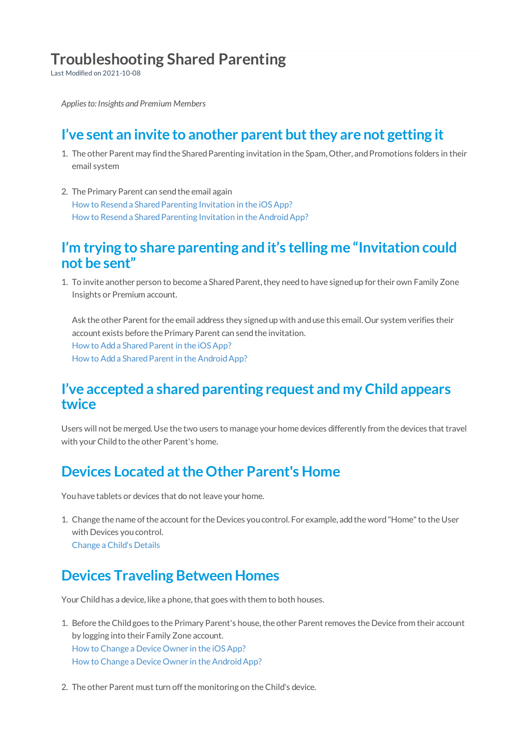# Troubleshooting Shared Parenting

Last Modified on 2021-10-08

*Applies to: Insights and Premium Members*

## I've sent an invite to another parent but they are not getting it

1. The other Parent may find the Shared Parenting invitation in the Spam, Other, and Promotions folders in their email system

2. The Primary Parent can send the email again
   How to Resend a Shared Parenting Invitation in the iOS App?
   How to Resend a Shared Parenting Invitation in the Android App?

## I'm trying to share parenting and it's telling me "Invitation could not be sent"

1. To invite another person to become a Shared Parent, they need to have signed up for their own Family Zone Insights or Premium account.

   Ask the other Parent for the email address they signed up with and use this email. Our system verifies their account exists before the Primary Parent can send the invitation.
   How to Add a Shared Parent in the iOS App?
   How to Add a Shared Parent in the Android App?

## I've accepted a shared parenting request and my Child appears twice

Users will not be merged. Use the two users to manage your home devices differently from the devices that travel with your Child to the other Parent's home.

## Devices Located at the Other Parent's Home

You have tablets or devices that do not leave your home.

1. Change the name of the account for the Devices you control. For example, add the word "Home" to the User with Devices you control.
   Change a Child's Details

## Devices Traveling Between Homes

Your Child has a device, like a phone, that goes with them to both houses.

1. Before the Child goes to the Primary Parent's house, the other Parent removes the Device from their account by logging into their Family Zone account.
   How to Change a Device Owner in the iOS App?
   How to Change a Device Owner in the Android App?

2. The other Parent must turn off the monitoring on the Child's device.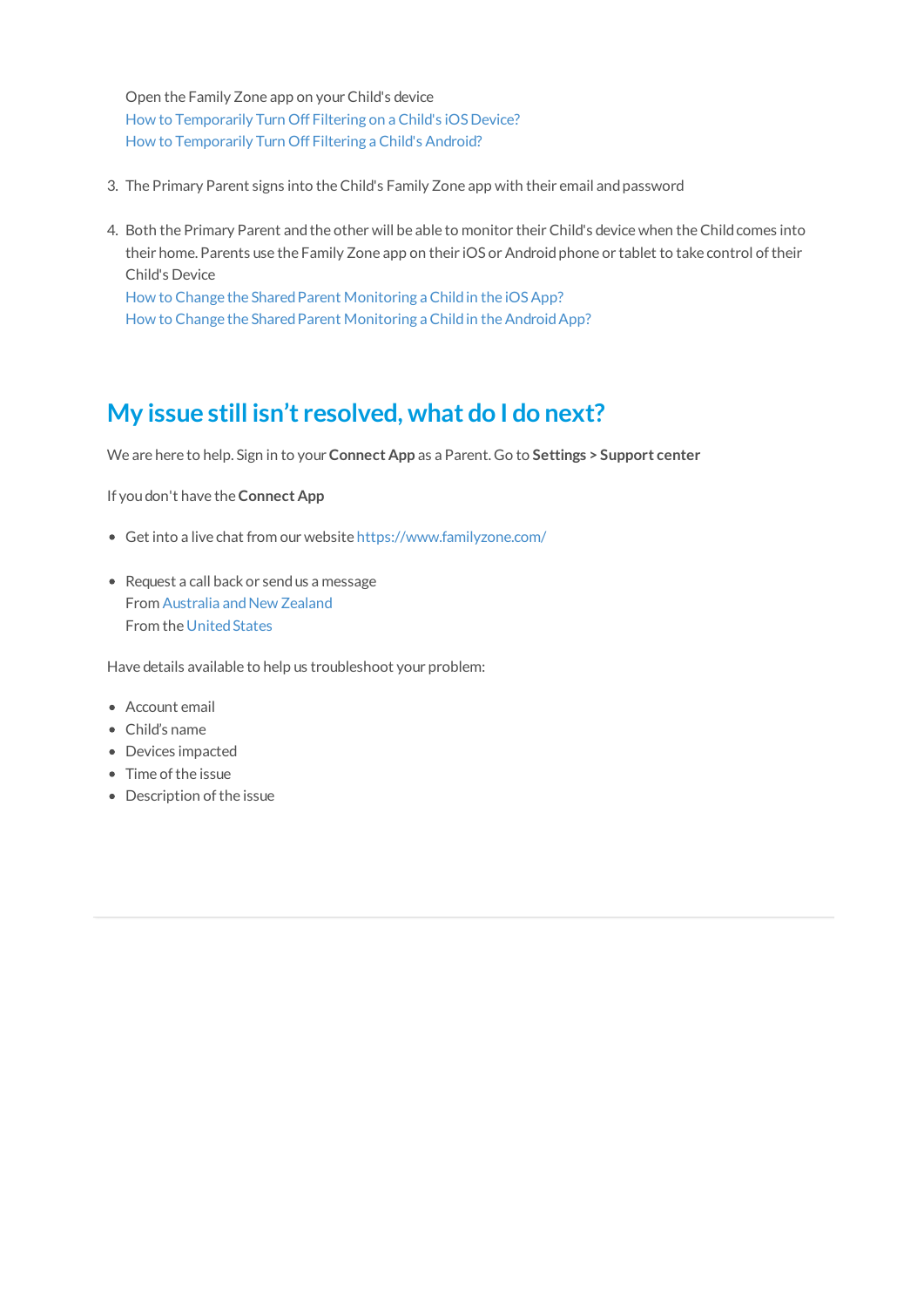Open the Family Zone app on your Child's device
How to Temporarily Turn Off Filtering on a Child's iOS Device?
How to Temporarily Turn Off Filtering a Child's Android?

3. The Primary Parent signs into the Child's Family Zone app with their email and password

4. Both the Primary Parent and the other will be able to monitor their Child's device when the Child comes into their home. Parents use the Family Zone app on their iOS or Android phone or tablet to take control of their Child's Device
How to Change the Shared Parent Monitoring a Child in the iOS App?
How to Change the Shared Parent Monitoring a Child in the Android App?

## My issue still isn't resolved, what do I do next?

We are here to help. Sign in to your **Connect App** as a Parent. Go to **Settings > Support center**

If you don't have the **Connect App**

- Get into a live chat from our website https://www.familyzone.com/

- Request a call back or send us a message
  From Australia and New Zealand
  From the United States

Have details available to help us troubleshoot your problem:

- Account email
- Child's name
- Devices impacted
- Time of the issue
- Description of the issue